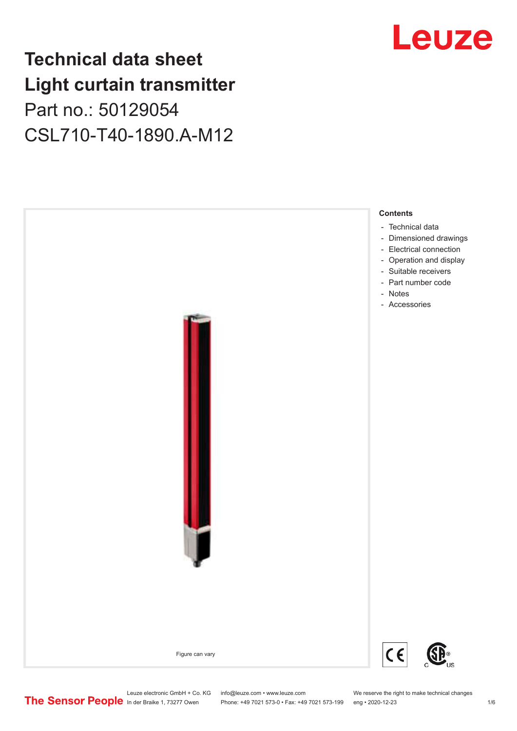# Technical data sheet
# Light curtain transmitter

Part no.: 50129054

CSL710-T40-1890.A-M12

Figure can vary

**Contents**

- Technical data
- Dimensioned drawings
- Electrical connection
- Operation and display
- Suitable receivers
- Part number code
- Notes
- Accessories

Leuze electronic GmbH + Co. KG
In der Braike 1, 73277 Owen

info@leuze.com • www.leuze.com
Phone: +49 7021 573-0 • Fax: +49 7021 573-199

We reserve the right to make technical changes
eng • 2020-12-23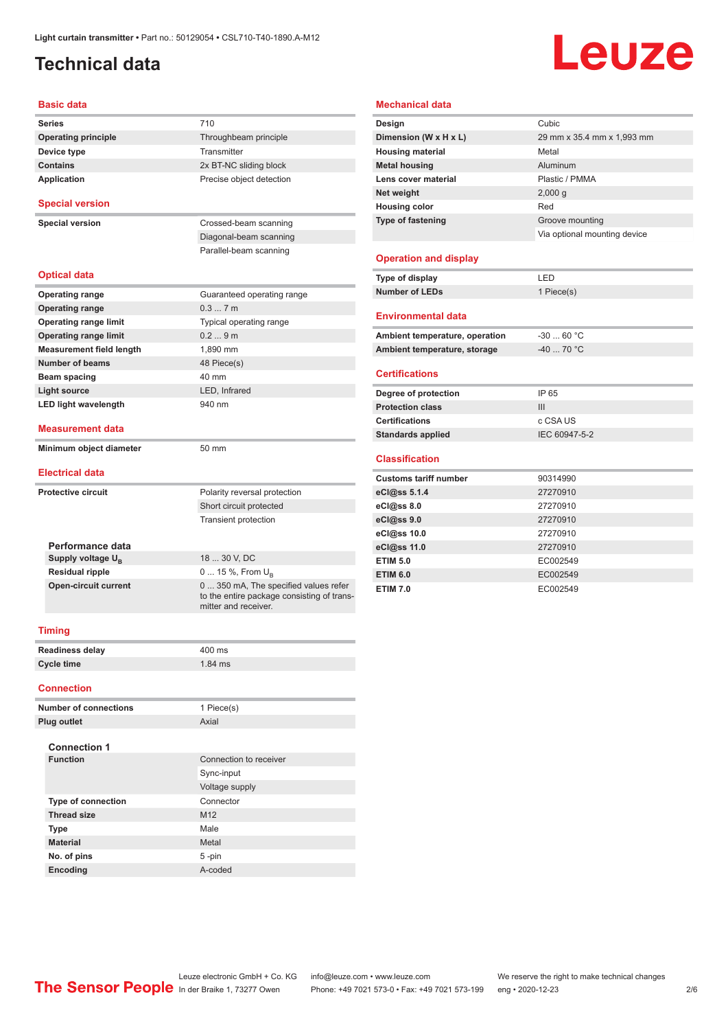# Technical data

## Basic data

| | |
|---|---|
| **Series** | 710 |
| **Operating principle** | Throughbeam principle |
| **Device type** | Transmitter |
| **Contains** | 2x BT-NC sliding block |
| **Application** | Precise object detection |

## Special version

| | |
|---|---|
| **Special version** | Crossed-beam scanning |
| | Diagonal-beam scanning |
| | Parallel-beam scanning |

## Optical data

| | |
|---|---|
| **Operating range** | Guaranteed operating range |
| **Operating range** | 0.3 ... 7 m |
| **Operating range limit** | Typical operating range |
| **Operating range limit** | 0.2 ... 9 m |
| **Measurement field length** | 1,890 mm |
| **Number of beams** | 48 Piece(s) |
| **Beam spacing** | 40 mm |
| **Light source** | LED, Infrared |
| **LED light wavelength** | 940 nm |

## Measurement data

| | |
|---|---|
| **Minimum object diameter** | 50 mm |

## Electrical data

| | |
|---|---|
| **Protective circuit** | Polarity reversal protection |
| | Short circuit protected |
| | Transient protection |

### Performance data

| | |
|---|---|
| **Supply voltage $U_B$** | 18 ... 30 V, DC |
| **Residual ripple** | 0 ... 15 %, From $U_B$ |
| **Open-circuit current** | 0 ... 350 mA, The specified values refer to the entire package consisting of transmitter and receiver. |

## Timing

| | |
|---|---|
| **Readiness delay** | 400 ms |
| **Cycle time** | 1.84 ms |

## Connection

| | |
|---|---|
| **Number of connections** | 1 Piece(s) |
| **Plug outlet** | Axial |

### Connection 1

| | |
|---|---|
| **Function** | Connection to receiver |
| | Sync-input |
| | Voltage supply |
| **Type of connection** | Connector |
| **Thread size** | M12 |
| **Type** | Male |
| **Material** | Metal |
| **No. of pins** | 5 -pin |
| **Encoding** | A-coded |

## Mechanical data

| | |
|---|---|
| **Design** | Cubic |
| **Dimension (W x H x L)** | 29 mm x 35.4 mm x 1,993 mm |
| **Housing material** | Metal |
| **Metal housing** | Aluminum |
| **Lens cover material** | Plastic / PMMA |
| **Net weight** | 2,000 g |
| **Housing color** | Red |
| **Type of fastening** | Groove mounting |
| | Via optional mounting device |

## Operation and display

| | |
|---|---|
| **Type of display** | LED |
| **Number of LEDs** | 1 Piece(s) |

## Environmental data

| | |
|---|---|
| **Ambient temperature, operation** | -30 ... 60 °C |
| **Ambient temperature, storage** | -40 ... 70 °C |

## Certifications

| | |
|---|---|
| **Degree of protection** | IP 65 |
| **Protection class** | III |
| **Certifications** | c CSA US |
| **Standards applied** | IEC 60947-5-2 |

## Classification

| | |
|---|---|
| **Customs tariff number** | 90314990 |
| **eCl@ss 5.1.4** | 27270910 |
| **eCl@ss 8.0** | 27270910 |
| **eCl@ss 9.0** | 27270910 |
| **eCl@ss 10.0** | 27270910 |
| **eCl@ss 11.0** | 27270910 |
| **ETIM 5.0** | EC002549 |
| **ETIM 6.0** | EC002549 |
| **ETIM 7.0** | EC002549 |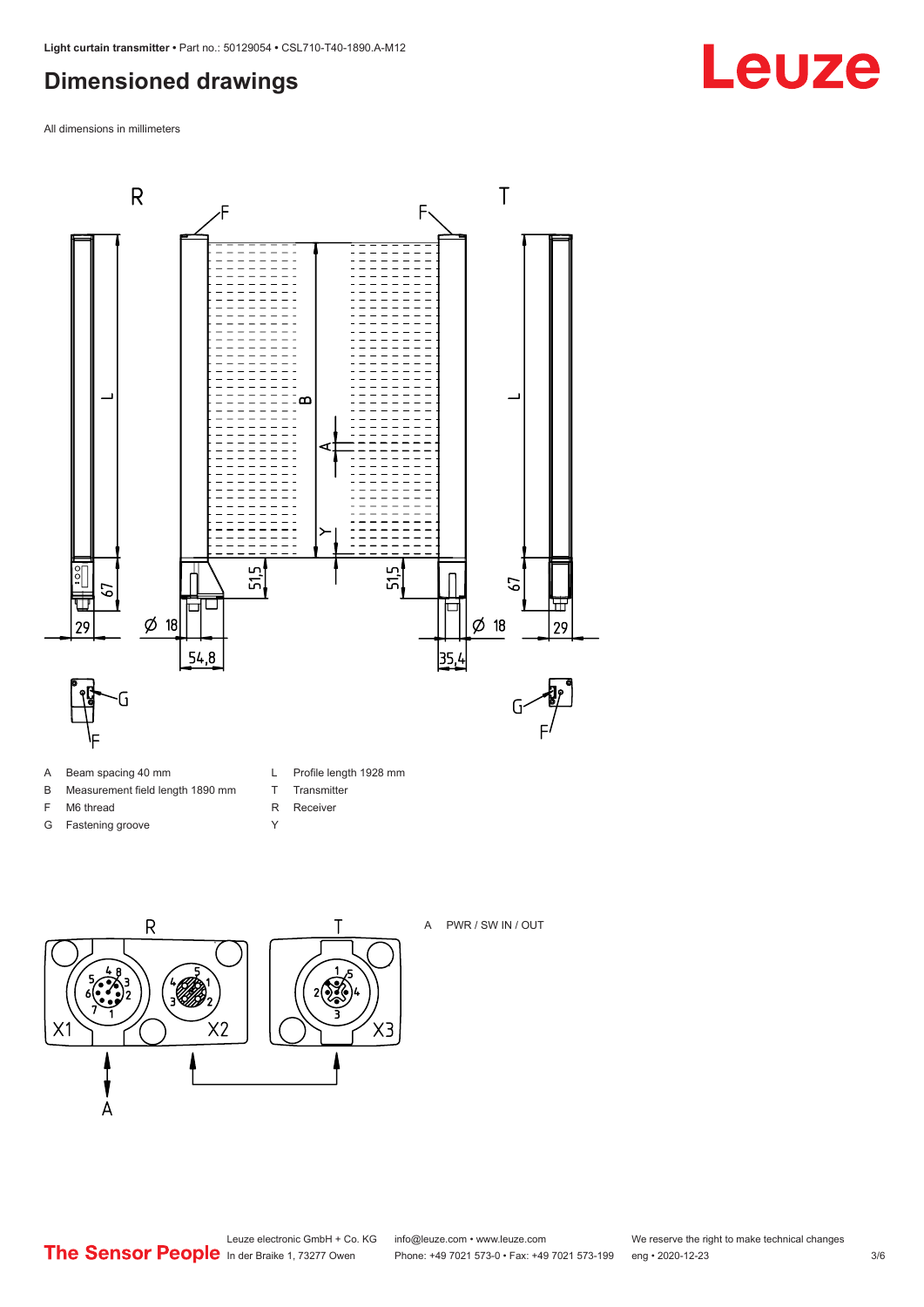# Dimensioned drawings

All dimensions in millimeters

| | | | |
|---|---|---|---|
| A | Beam spacing 40 mm | L | Profile length 1928 mm |
| B | Measurement field length 1890 mm | T | Transmitter |
| F | M6 thread | R | Receiver |
| G | Fastening groove | Y | |

A PWR / SW IN / OUT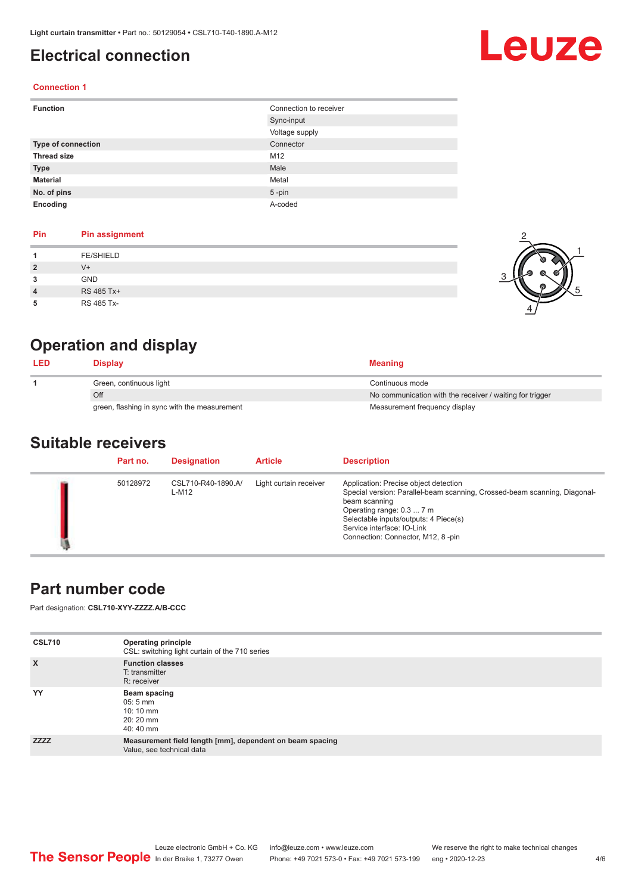# Electrical connection

## Connection 1

| Function | Connection to receiver |
|---|---|
| | Sync-input |
| | Voltage supply |
| Type of connection | Connector |
| Thread size | M12 |
| Type | Male |
| Material | Metal |
| No. of pins | 5 -pin |
| Encoding | A-coded |

| Pin | Pin assignment |
|---|---|
| 1 | FE/SHIELD |
| 2 | V+ |
| 3 | GND |
| 4 | RS 485 Tx+ |
| 5 | RS 485 Tx- |

# Operation and display

| LED | Display | Meaning |
|---|---|---|
| 1 | Green, continuous light | Continuous mode |
| | Off | No communication with the receiver / waiting for trigger |
| | green, flashing in sync with the measurement | Measurement frequency display |

# Suitable receivers

| Part no. | Designation | Article | Description |
|---|---|---|---|
| 50128972 | CSL710-R40-1890.A/L-M12 | Light curtain receiver | Application: Precise object detection<br>Special version: Parallel-beam scanning, Crossed-beam scanning, Diagonal-beam scanning<br>Operating range: 0.3 ... 7 m<br>Selectable inputs/outputs: 4 Piece(s)<br>Service interface: IO-Link<br>Connection: Connector, M12, 8 -pin |

# Part number code

Part designation: **CSL710-XYY-ZZZZ.A/B-CCC**

| | |
|---|---|
| **CSL710** | **Operating principle**<br>CSL: switching light curtain of the 710 series |
| **X** | **Function classes**<br>T: transmitter<br>R: receiver |
| **YY** | **Beam spacing**<br>05: 5 mm<br>10: 10 mm<br>20: 20 mm<br>40: 40 mm |
| **ZZZZ** | **Measurement field length [mm], dependent on beam spacing**<br>Value, see technical data |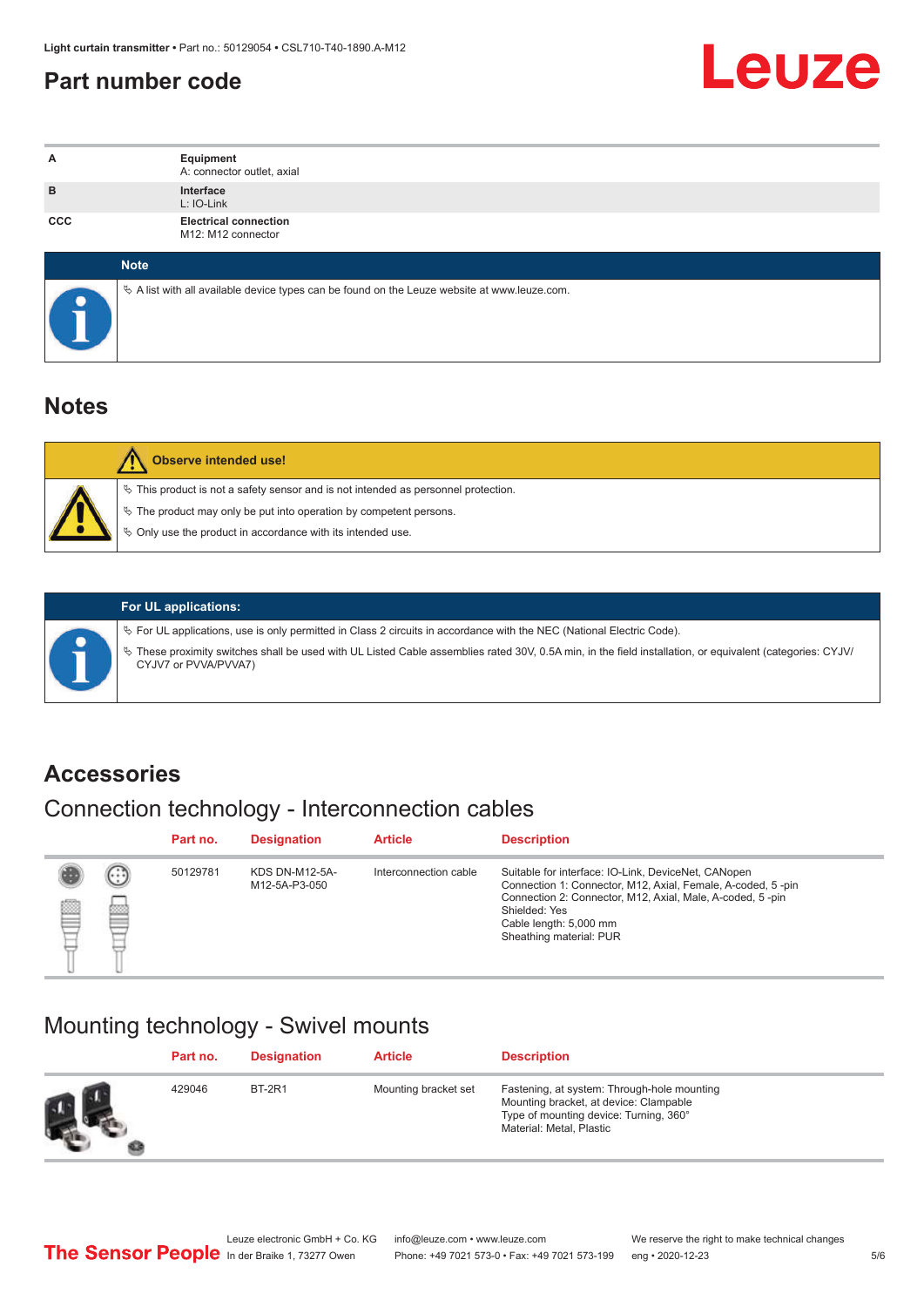## Part number code

| | |
|---|---|
| A | **Equipment**<br>A: connector outlet, axial |
| B | **Interface**<br>L: IO-Link |
| CCC | **Electrical connection**<br>M12: M12 connector |

**Note**

- A list with all available device types can be found on the Leuze website at www.leuze.com.

## Notes

**Observe intended use!**

- This product is not a safety sensor and is not intended as personnel protection.
- The product may only be put into operation by competent persons.
- Only use the product in accordance with its intended use.

**For UL applications:**

- For UL applications, use is only permitted in Class 2 circuits in accordance with the NEC (National Electric Code).
- These proximity switches shall be used with UL Listed Cable assemblies rated 30V, 0.5A min, in the field installation, or equivalent (categories: CYJV/CYJV7 or PVVA/PVVA7)

## Accessories

### Connection technology - Interconnection cables

| Part no. | Designation | Article | Description |
|---|---|---|---|
| 50129781 | KDS DN-M12-5A-M12-5A-P3-050 | Interconnection cable | Suitable for interface: IO-Link, DeviceNet, CANopen<br>Connection 1: Connector, M12, Axial, Female, A-coded, 5 -pin<br>Connection 2: Connector, M12, Axial, Male, A-coded, 5 -pin<br>Shielded: Yes<br>Cable length: 5,000 mm<br>Sheathing material: PUR |

### Mounting technology - Swivel mounts

| Part no. | Designation | Article | Description |
|---|---|---|---|
| 429046 | BT-2R1 | Mounting bracket set | Fastening, at system: Through-hole mounting<br>Mounting bracket, at device: Clampable<br>Type of mounting device: Turning, 360°<br>Material: Metal, Plastic |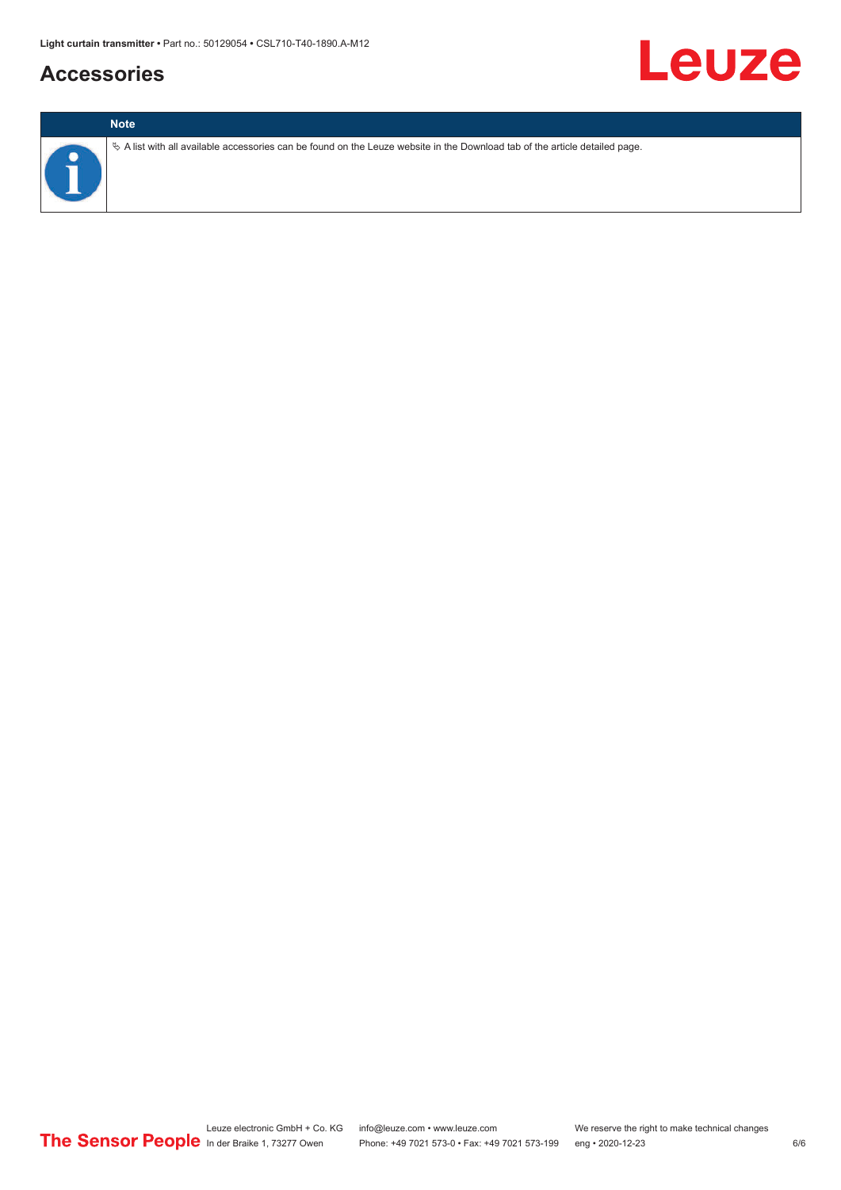## Accessories

| | Note |
|---|---|
| | ↳ A list with all available accessories can be found on the Leuze website in the Download tab of the article detailed page. |